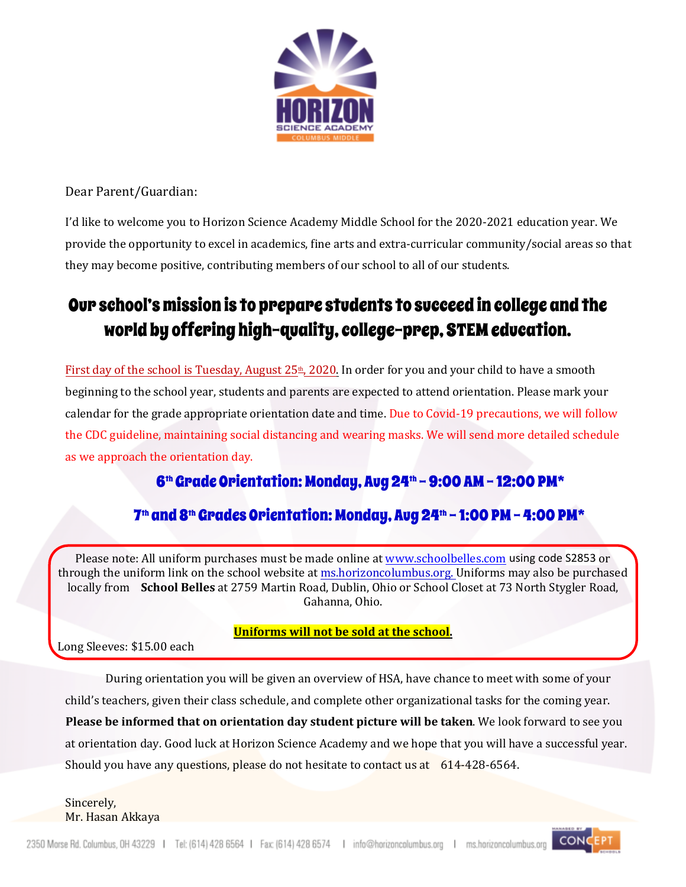Dear Parent/Guardian:

I'd like to welcome you to Horizon Science Academy Middle School for the 2020-2021 education year. We provide the opportunity to excel in academics, fine arts and extra-curricular community/social areas so that they may become positive, contributing members of our school to all of our students.

## Our school's mission is to prepare students to succeed in college and the world by offering high-quality, college-prep, STEM education.

First day of the school is Tuesday, August 25th, 2020. In order for you and your child to have a smooth beginning to the school year, students and parents are expected to attend orientation. Please mark your calendar for the grade appropriate orientation date and time. Due to Covid-19 precautions, we will follow the CDC guideline, maintaining social distancing and wearing masks. We will send more detailed schedule as we approach the orientation day.

### 6th Grade Orientation: Monday, Aug 24th – 9:00 AM – 12:00 PM*

### 7th and 8th Grades Orientation: Monday, Aug 24th – 1:00 PM – 4:00 PM*

Please note: All uniform purchases must be made online at www.schoolbelles.com using code S2853 or through the uniform link on the school website at ms.horizoncolumbus.org. Uniforms may also be purchased locally from **School Belles** at 2759 Martin Road, Dublin, Ohio or School Closet at 73 North Stygler Road, Gahanna, Ohio.

**Uniforms will not be sold at the school.**

Long Sleeves: $15.00 each

During orientation you will be given an overview of HSA, have chance to meet with some of your child's teachers, given their class schedule, and complete other organizational tasks for the coming year. **Please be informed that on orientation day student picture will be taken**. We look forward to see you at orientation day. Good luck at Horizon Science Academy and we hope that you will have a successful year. Should you have any questions, please do not hesitate to contact us at 614-428-6564.

Sincerely,
Mr. Hasan Akkaya

2350 Morse Rd. Columbus, OH 43229 | Tel: (614) 428 6564 | Fax: (614) 428 6574 | info@horizoncolumbus.org | ms.horizoncolumbus.org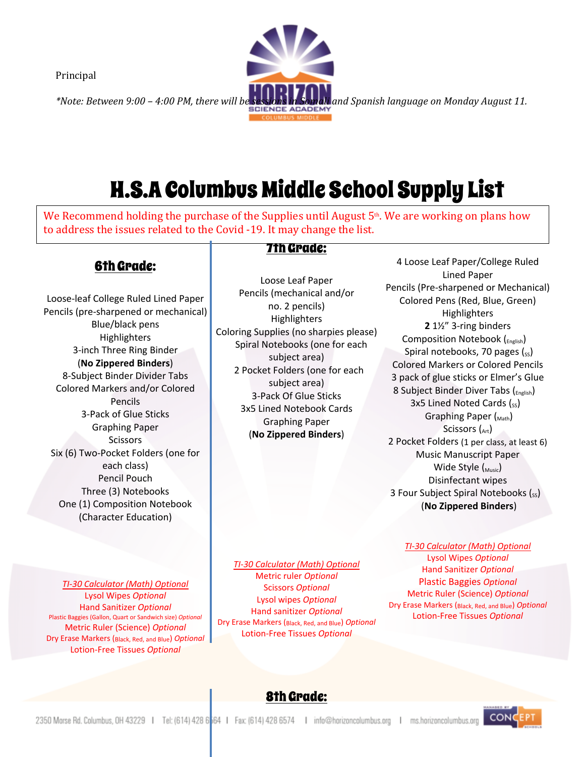Principal

*\*Note: Between 9:00 – 4:00 PM, there will be sessions in Somali and Spanish language on Monday August 11.*

# H.S.A Columbus Middle School Supply List

We Recommend holding the purchase of the Supplies until August 5th. We are working on plans how to address the issues related to the Covid -19. It may change the list.

## 6th Grade:

Loose-leaf College Ruled Lined Paper
Pencils (pre-sharpened or mechanical)
Blue/black pens
Highlighters
3-inch Three Ring Binder
(**No Zippered Binders**)
8-Subject Binder Divider Tabs
Colored Markers and/or Colored Pencils
3-Pack of Glue Sticks
Graphing Paper
Scissors
Six (6) Two-Pocket Folders (one for each class)
Pencil Pouch
Three (3) Notebooks
One (1) Composition Notebook (Character Education)

*TI-30 Calculator (Math) Optional*
Lysol Wipes *Optional*
Hand Sanitizer *Optional*
Plastic Baggies (Gallon, Quart or Sandwich size) *Optional*
Metric Ruler (Science) *Optional*
Dry Erase Markers (Black, Red, and Blue) *Optional*
Lotion-Free Tissues *Optional*

## 7th Grade:

Loose Leaf Paper
Pencils (mechanical and/or no. 2 pencils)
Highlighters
Coloring Supplies (no sharpies please)
Spiral Notebooks (one for each subject area)
2 Pocket Folders (one for each subject area)
3-Pack Of Glue Sticks
3x5 Lined Notebook Cards
Graphing Paper
(**No Zippered Binders**)

*TI-30 Calculator (Math) Optional*
Metric ruler *Optional*
Scissors *Optional*
Lysol wipes *Optional*
Hand sanitizer *Optional*
Dry Erase Markers (Black, Red, and Blue) *Optional*
Lotion-Free Tissues *Optional*

4 Loose Leaf Paper/College Ruled Lined Paper
Pencils (Pre-sharpened or Mechanical)
Colored Pens (Red, Blue, Green)
Highlighters
**2** 1½" 3-ring binders
Composition Notebook (English)
Spiral notebooks, 70 pages (SS)
Colored Markers or Colored Pencils
3 pack of glue sticks or Elmer's Glue
8 Subject Binder Diver Tabs (English)
3x5 Lined Noted Cards (SS)
Graphing Paper (Math)
Scissors (Art)
2 Pocket Folders (1 per class, at least 6)
Music Manuscript Paper
Wide Style (Music)
Disinfectant wipes
3 Four Subject Spiral Notebooks (SS)
(**No Zippered Binders**)

*TI-30 Calculator (Math) Optional*
Lysol Wipes *Optional*
Hand Sanitizer *Optional*
Plastic Baggies *Optional*
Metric Ruler (Science) *Optional*
Dry Erase Markers (Black, Red, and Blue) *Optional*
Lotion-Free Tissues *Optional*

## 8th Grade: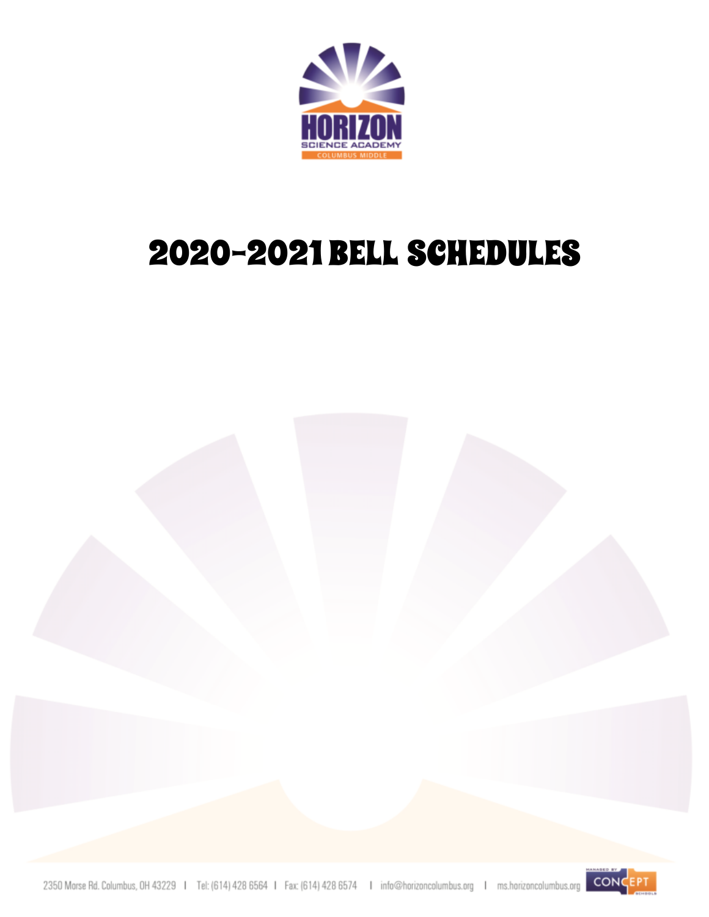# 2020-2021 BELL SCHEDULES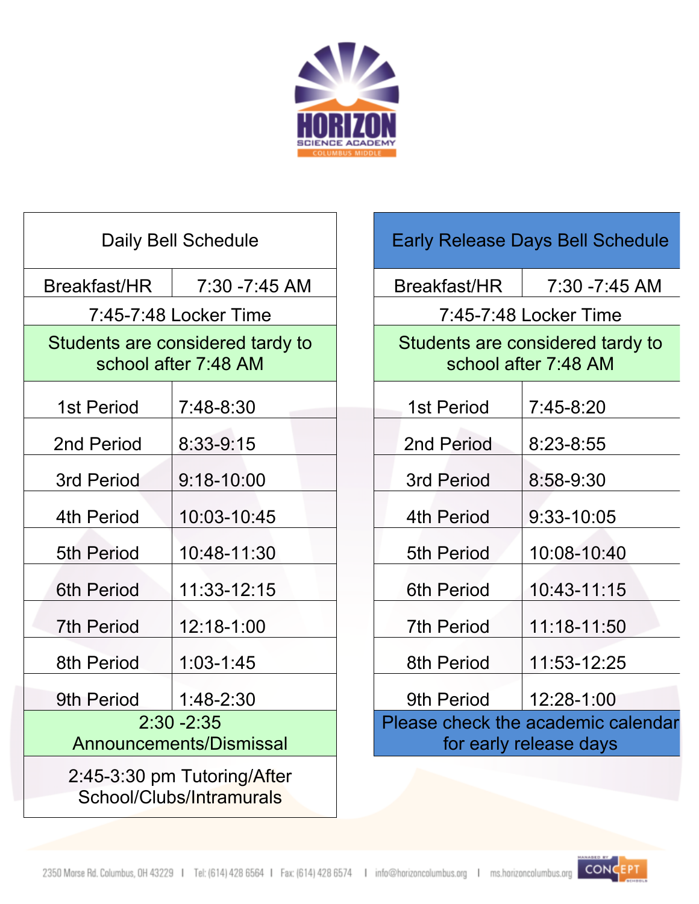HORIZON SCIENCE ACADEMY
COLUMBUS MIDDLE

| Daily Bell Schedule | |
|---|---|
| Breakfast/HR | 7:30 -7:45 AM |
| 7:45-7:48 Locker Time | |
| Students are considered tardy to school after 7:48 AM | |
| 1st Period | 7:48-8:30 |
| 2nd Period | 8:33-9:15 |
| 3rd Period | 9:18-10:00 |
| 4th Period | 10:03-10:45 |
| 5th Period | 10:48-11:30 |
| 6th Period | 11:33-12:15 |
| 7th Period | 12:18-1:00 |
| 8th Period | 1:03-1:45 |
| 9th Period | 1:48-2:30 |
| 2:30 -2:35 Announcements/Dismissal | |
| 2:45-3:30 pm Tutoring/After School/Clubs/Intramurals | |

| Early Release Days Bell Schedule | |
|---|---|
| Breakfast/HR | 7:30 -7:45 AM |
| 7:45-7:48 Locker Time | |
| Students are considered tardy to school after 7:48 AM | |
| 1st Period | 7:45-8:20 |
| 2nd Period | 8:23-8:55 |
| 3rd Period | 8:58-9:30 |
| 4th Period | 9:33-10:05 |
| 5th Period | 10:08-10:40 |
| 6th Period | 10:43-11:15 |
| 7th Period | 11:18-11:50 |
| 8th Period | 11:53-12:25 |
| 9th Period | 12:28-1:00 |
| Please check the academic calendar for early release days | |

2350 Morse Rd. Columbus, OH 43229 | Tel: (614) 428 6564 | Fax: (614) 428 6574 | info@horizoncolumbus.org | ms.horizoncolumbus.org

MANAGED BY CONCEPT SCHOOLS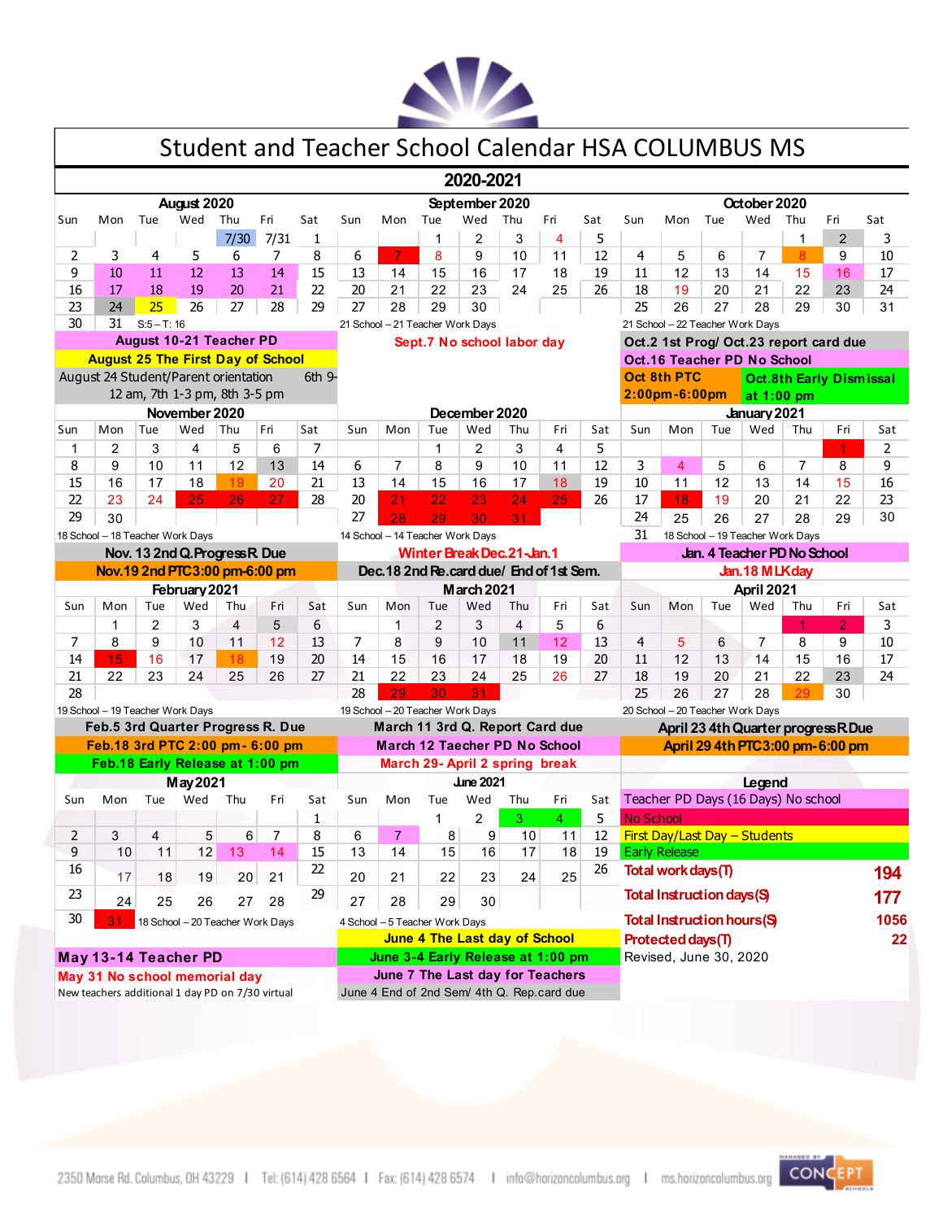# Student and Teacher School Calendar HSA COLUMBUS MS

## 2020-2021

### August 2020

| Sun | Mon | Tue | Wed | Thu | Fri | Sat |
|---|---|---|---|---|---|---|
| | | | | 7/30 | 7/31 | 1 |
| 2 | 3 | 4 | 5 | 6 | 7 | 8 |
| 9 | 10 | 11 | 12 | 13 | 14 | 15 |
| 16 | 17 | 18 | 19 | 20 | 21 | 22 |
| 23 | 24 | 25 | 26 | 27 | 28 | 29 |
| 30 | 31 | S:5 – T: 16 | | | | |

August 10-21 Teacher PD

August 25 The First Day of School

August 24 Student/Parent orientation 6th 9-12 am, 7th 1-3 pm, 8th 3-5 pm

### September 2020

| Sun | Mon | Tue | Wed | Thu | Fri | Sat |
|---|---|---|---|---|---|---|
| | | 1 | 2 | 3 | 4 | 5 |
| 6 | 7 | 8 | 9 | 10 | 11 | 12 |
| 13 | 14 | 15 | 16 | 17 | 18 | 19 |
| 20 | 21 | 22 | 23 | 24 | 25 | 26 |
| 27 | 28 | 29 | 30 | | | |

21 School – 21 Teacher Work Days

Sept.7 No school labor day

### October 2020

| Sun | Mon | Tue | Wed | Thu | Fri | Sat |
|---|---|---|---|---|---|---|
| | | | | 1 | 2 | 3 |
| 4 | 5 | 6 | 7 | 8 | 9 | 10 |
| 11 | 12 | 13 | 14 | 15 | 16 | 17 |
| 18 | 19 | 20 | 21 | 22 | 23 | 24 |
| 25 | 26 | 27 | 28 | 29 | 30 | 31 |

21 School – 22 Teacher Work Days

Oct.2 1st Prog/ Oct.23 report card due

Oct.16 Teacher PD No School

Oct 8th PTC 2:00pm-6:00pm

Oct.8th Early Dismissal at 1:00 pm

### November 2020

| Sun | Mon | Tue | Wed | Thu | Fri | Sat |
|---|---|---|---|---|---|---|
| 1 | 2 | 3 | 4 | 5 | 6 | 7 |
| 8 | 9 | 10 | 11 | 12 | 13 | 14 |
| 15 | 16 | 17 | 18 | 19 | 20 | 21 |
| 22 | 23 | 24 | 25 | 26 | 27 | 28 |
| 29 | 30 | | | | | |

18 School – 18 Teacher Work Days

Nov. 13 2nd Q.Progress R. Due

Nov.19 2nd PTC 3:00 pm-6:00 pm

### December 2020

| Sun | Mon | Tue | Wed | Thu | Fri | Sat |
|---|---|---|---|---|---|---|
| | | 1 | 2 | 3 | 4 | 5 |
| 6 | 7 | 8 | 9 | 10 | 11 | 12 |
| 13 | 14 | 15 | 16 | 17 | 18 | 19 |
| 20 | 21 | 22 | 23 | 24 | 25 | 26 |
| 27 | 28 | 29 | 30 | 31 | | |

14 School – 14 Teacher Work Days

Winter Break Dec.21-Jan.1

Dec.18 2nd Re.card due/ End of 1st Sem.

### January 2021

| Sun | Mon | Tue | Wed | Thu | Fri | Sat |
|---|---|---|---|---|---|---|
| | | | | | 1 | 2 |
| 3 | 4 | 5 | 6 | 7 | 8 | 9 |
| 10 | 11 | 12 | 13 | 14 | 15 | 16 |
| 17 | 18 | 19 | 20 | 21 | 22 | 23 |
| 24 | 25 | 26 | 27 | 28 | 29 | 30 |
| 31 | | | | | | |

18 School – 19 Teacher Work Days

Jan. 4 Teacher PD No School

Jan.18 MLK day

### February 2021

| Sun | Mon | Tue | Wed | Thu | Fri | Sat |
|---|---|---|---|---|---|---|
| | 1 | 2 | 3 | 4 | 5 | 6 |
| 7 | 8 | 9 | 10 | 11 | 12 | 13 |
| 14 | 15 | 16 | 17 | 18 | 19 | 20 |
| 21 | 22 | 23 | 24 | 25 | 26 | 27 |
| 28 | | | | | | |

19 School – 19 Teacher Work Days

Feb.5 3rd Quarter Progress R. Due

Feb.18 3rd PTC 2:00 pm- 6:00 pm

Feb.18 Early Release at 1:00 pm

### March 2021

| Sun | Mon | Tue | Wed | Thu | Fri | Sat |
|---|---|---|---|---|---|---|
| | 1 | 2 | 3 | 4 | 5 | 6 |
| 7 | 8 | 9 | 10 | 11 | 12 | 13 |
| 14 | 15 | 16 | 17 | 18 | 19 | 20 |
| 21 | 22 | 23 | 24 | 25 | 26 | 27 |
| 28 | 29 | 30 | 31 | | | |

19 School – 20 Teacher Work Days

March 11 3rd Q. Report Card due

March 12 Taecher PD No School

March 29- April 2 spring break

### April 2021

| Sun | Mon | Tue | Wed | Thu | Fri | Sat |
|---|---|---|---|---|---|---|
| | | | | 1 | 2 | 3 |
| 4 | 5 | 6 | 7 | 8 | 9 | 10 |
| 11 | 12 | 13 | 14 | 15 | 16 | 17 |
| 18 | 19 | 20 | 21 | 22 | 23 | 24 |
| 25 | 26 | 27 | 28 | 29 | 30 | |

20 School – 20 Teacher Work Days

April 23 4th Quarter progress R Due

April 29 4th PTC 3:00 pm- 6:00 pm

### May 2021

| Sun | Mon | Tue | Wed | Thu | Fri | Sat |
|---|---|---|---|---|---|---|
| | | | | | | 1 |
| 2 | 3 | 4 | 5 | 6 | 7 | 8 |
| 9 | 10 | 11 | 12 | 13 | 14 | 15 |
| 16 | 17 | 18 | 19 | 20 | 21 | 22 |
| 23 | 24 | 25 | 26 | 27 | 28 | 29 |
| 30 | 31 | 18 School – 20 Teacher Work Days | | | | |

May 13-14 Teacher PD

May 31 No school memorial day

New teachers additional 1 day PD on 7/30 virtual

### June 2021

| Sun | Mon | Tue | Wed | Thu | Fri | Sat |
|---|---|---|---|---|---|---|
| | | 1 | 2 | 3 | 4 | 5 |
| 6 | 7 | 8 | 9 | 10 | 11 | 12 |
| 13 | 14 | 15 | 16 | 17 | 18 | 19 |
| 20 | 21 | 22 | 23 | 24 | 25 | 26 |
| 27 | 28 | 29 | 30 | | | |

4 School – 5 Teacher Work Days

June 4 The Last day of School

June 3-4 Early Release at 1:00 pm

June 7 The Last day for Teachers

June 4 End of 2nd Sem/ 4th Q. Rep.card due

### Legend

Teacher PD Days (16 Days) No school

No School

First Day/Last Day – Students

Early Release

| | |
|---|---|
| Total work days(T) | 194 |
| Total Instruction days(S) | 177 |
| Total Instruction hours(S) | 1056 |
| Protected days(T) | 22 |

Revised, June 30, 2020

2350 Morse Rd. Columbus, OH 43229 | Tel: (614) 428 6564 | Fax: (614) 428 6574 | info@horizoncolumbus.org | ms.horizoncolumbus.org